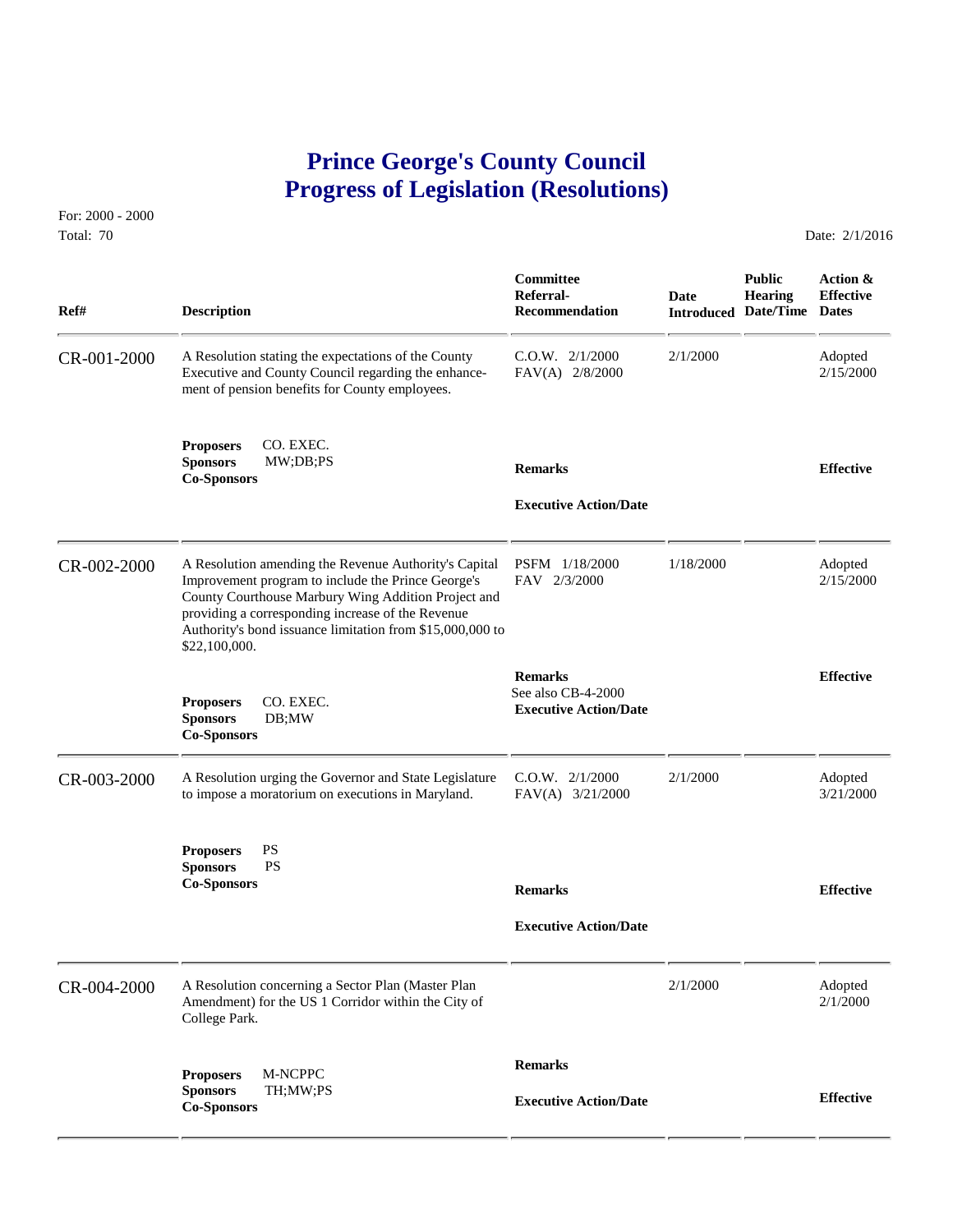# Prince George's County Council
# Progress of Legislation (Resolutions)

For: 2000 - 2000
Total: 70

Date: 2/1/2016

| Ref# | Description | Committee Referral-Recommendation | Date Introduced | Public Hearing Date/Time | Action & Effective Dates |
|---|---|---|---|---|---|
| CR-001-2000 | A Resolution stating the expectations of the County Executive and County Council regarding the enhancement of pension benefits for County employees. | C.O.W. 2/1/2000<br>FAV(A) 2/8/2000 | 2/1/2000 | | Adopted<br>2/15/2000 |
| | **Proposers** CO. EXEC.<br>**Sponsors** MW;DB;PS<br>**Co-Sponsors** | **Remarks**<br><br>**Executive Action/Date** | | | **Effective** |
| CR-002-2000 | A Resolution amending the Revenue Authority's Capital Improvement program to include the Prince George's County Courthouse Marbury Wing Addition Project and providing a corresponding increase of the Revenue Authority's bond issuance limitation from $15,000,000 to $22,100,000. | PSFM 1/18/2000<br>FAV 2/3/2000 | 1/18/2000 | | Adopted<br>2/15/2000 |
| | **Proposers** CO. EXEC.<br>**Sponsors** DB;MW<br>**Co-Sponsors** | **Remarks**<br>See also CB-4-2000<br>**Executive Action/Date** | | | **Effective** |
| CR-003-2000 | A Resolution urging the Governor and State Legislature to impose a moratorium on executions in Maryland. | C.O.W. 2/1/2000<br>FAV(A) 3/21/2000 | 2/1/2000 | | Adopted<br>3/21/2000 |
| | **Proposers** PS<br>**Sponsors** PS<br>**Co-Sponsors** | **Remarks**<br><br>**Executive Action/Date** | | | **Effective** |
| CR-004-2000 | A Resolution concerning a Sector Plan (Master Plan Amendment) for the US 1 Corridor within the City of College Park. | | 2/1/2000 | | Adopted<br>2/1/2000 |
| | **Proposers** M-NCPPC<br>**Sponsors** TH;MW;PS<br>**Co-Sponsors** | **Remarks**<br><br>**Executive Action/Date** | | | **Effective** |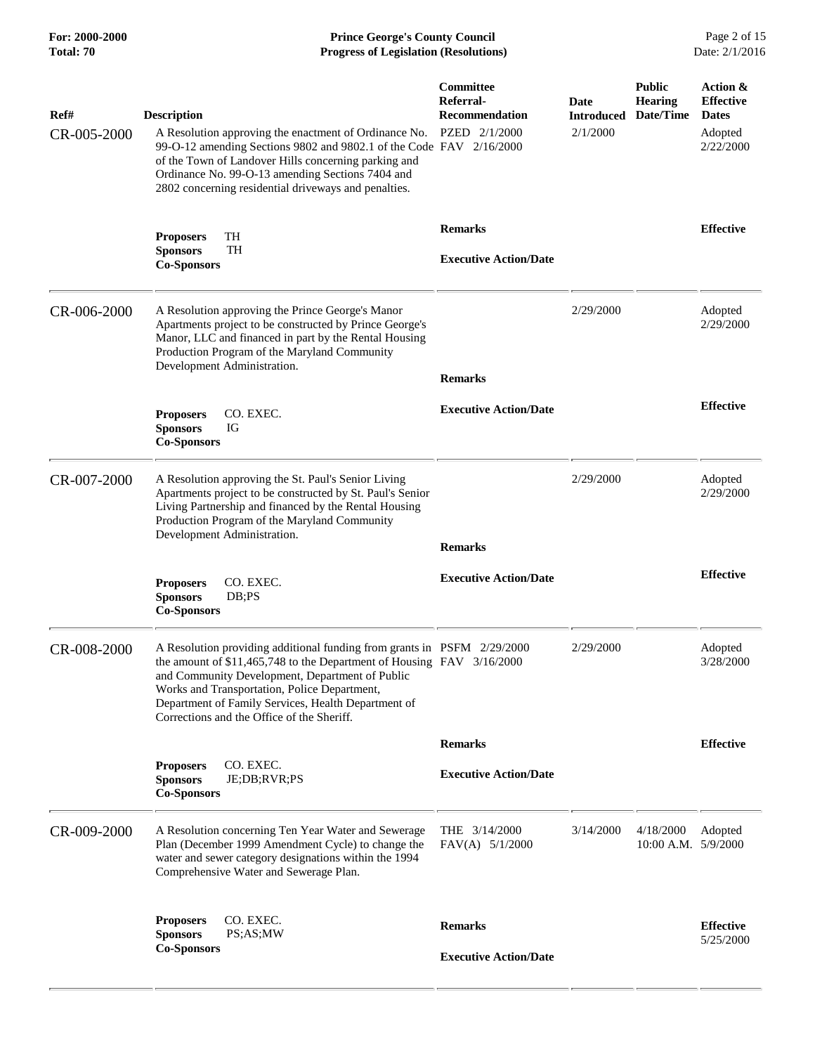| Ref# | Description | Committee Referral-Recommendation | Date Introduced | Public Hearing Date/Time | Action & Effective Dates |
|---|---|---|---|---|---|
| CR-005-2000 | A Resolution approving the enactment of Ordinance No. 99-O-12 amending Sections 9802 and 9802.1 of the Code of the Town of Landover Hills concerning parking and Ordinance No. 99-O-13 amending Sections 7404 and 2802 concerning residential driveways and penalties. | PZED 2/1/2000<br>FAV 2/16/2000 | 2/1/2000 | | Adopted<br>2/22/2000 |
| | **Proposers** TH<br>**Sponsors** TH<br>**Co-Sponsors** | **Remarks**<br><br>**Executive Action/Date** | | | **Effective** |
| CR-006-2000 | A Resolution approving the Prince George's Manor Apartments project to be constructed by Prince George's Manor, LLC and financed in part by the Rental Housing Production Program of the Maryland Community Development Administration. | | 2/29/2000 | | Adopted<br>2/29/2000 |
| | **Proposers** CO. EXEC.<br>**Sponsors** IG<br>**Co-Sponsors** | **Remarks**<br><br>**Executive Action/Date** | | | **Effective** |
| CR-007-2000 | A Resolution approving the St. Paul's Senior Living Apartments project to be constructed by St. Paul's Senior Living Partnership and financed by the Rental Housing Production Program of the Maryland Community Development Administration. | | 2/29/2000 | | Adopted<br>2/29/2000 |
| | **Proposers** CO. EXEC.<br>**Sponsors** DB;PS<br>**Co-Sponsors** | **Remarks**<br><br>**Executive Action/Date** | | | **Effective** |
| CR-008-2000 | A Resolution providing additional funding from grants in the amount of $11,465,748 to the Department of Housing and Community Development, Department of Public Works and Transportation, Police Department, Department of Family Services, Health Department of Corrections and the Office of the Sheriff. | PSFM 2/29/2000<br>FAV 3/16/2000 | 2/29/2000 | | Adopted<br>3/28/2000 |
| | **Proposers** CO. EXEC.<br>**Sponsors** JE;DB;RVR;PS<br>**Co-Sponsors** | **Remarks**<br><br>**Executive Action/Date** | | | **Effective** |
| CR-009-2000 | A Resolution concerning Ten Year Water and Sewerage Plan (December 1999 Amendment Cycle) to change the water and sewer category designations within the 1994 Comprehensive Water and Sewerage Plan. | THE 3/14/2000<br>FAV(A) 5/1/2000 | 3/14/2000 | 4/18/2000<br>10:00 A.M. | Adopted<br>5/9/2000 |
| | **Proposers** CO. EXEC.<br>**Sponsors** PS;AS;MW<br>**Co-Sponsors** | **Remarks**<br><br>**Executive Action/Date** | | | **Effective**<br>5/25/2000 |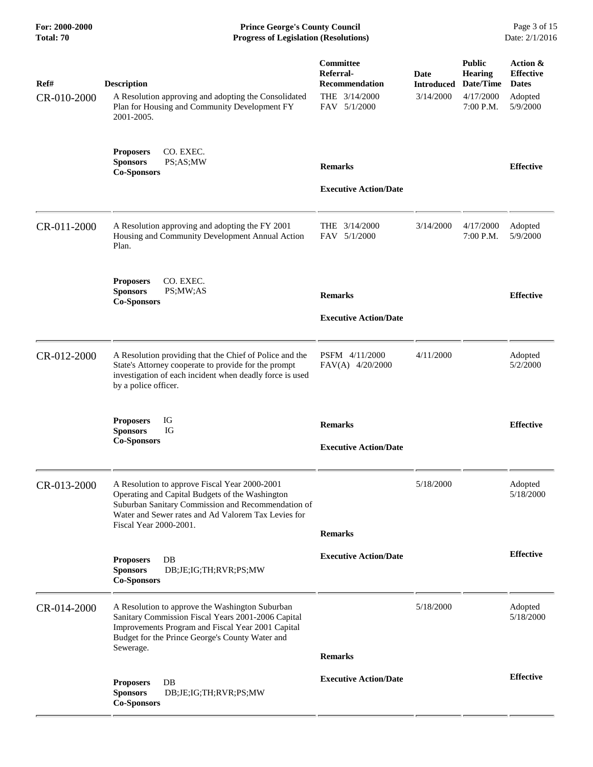| Ref# | Description | Committee Referral-Recommendation | Date Introduced | Public Hearing Date/Time | Action & Effective Dates |
|---|---|---|---|---|---|
| CR-010-2000 | A Resolution approving and adopting the Consolidated Plan for Housing and Community Development FY 2001-2005. | THE 3/14/2000<br>FAV 5/1/2000 | 3/14/2000 | 4/17/2000<br>7:00 P.M. | Adopted<br>5/9/2000 |
| | **Proposers** CO. EXEC.<br>**Sponsors** PS;AS;MW<br>**Co-Sponsors** | **Remarks**<br><br>**Executive Action/Date** | | | **Effective** |
| CR-011-2000 | A Resolution approving and adopting the FY 2001 Housing and Community Development Annual Action Plan. | THE 3/14/2000<br>FAV 5/1/2000 | 3/14/2000 | 4/17/2000<br>7:00 P.M. | Adopted<br>5/9/2000 |
| | **Proposers** CO. EXEC.<br>**Sponsors** PS;MW;AS<br>**Co-Sponsors** | **Remarks**<br><br>**Executive Action/Date** | | | **Effective** |
| CR-012-2000 | A Resolution providing that the Chief of Police and the State's Attorney cooperate to provide for the prompt investigation of each incident when deadly force is used by a police officer. | PSFM 4/11/2000<br>FAV(A) 4/20/2000 | 4/11/2000 | | Adopted<br>5/2/2000 |
| | **Proposers** IG<br>**Sponsors** IG<br>**Co-Sponsors** | **Remarks**<br><br>**Executive Action/Date** | | | **Effective** |
| CR-013-2000 | A Resolution to approve Fiscal Year 2000-2001 Operating and Capital Budgets of the Washington Suburban Sanitary Commission and Recommendation of Water and Sewer rates and Ad Valorem Tax Levies for Fiscal Year 2000-2001. | | 5/18/2000 | | Adopted<br>5/18/2000 |
| | **Proposers** DB<br>**Sponsors** DB;JE;IG;TH;RVR;PS;MW<br>**Co-Sponsors** | **Remarks**<br><br>**Executive Action/Date** | | | **Effective** |
| CR-014-2000 | A Resolution to approve the Washington Suburban Sanitary Commission Fiscal Years 2001-2006 Capital Improvements Program and Fiscal Year 2001 Capital Budget for the Prince George's County Water and Sewerage. | | 5/18/2000 | | Adopted<br>5/18/2000 |
| | **Proposers** DB<br>**Sponsors** DB;JE;IG;TH;RVR;PS;MW<br>**Co-Sponsors** | **Remarks**<br><br>**Executive Action/Date** | | | **Effective** |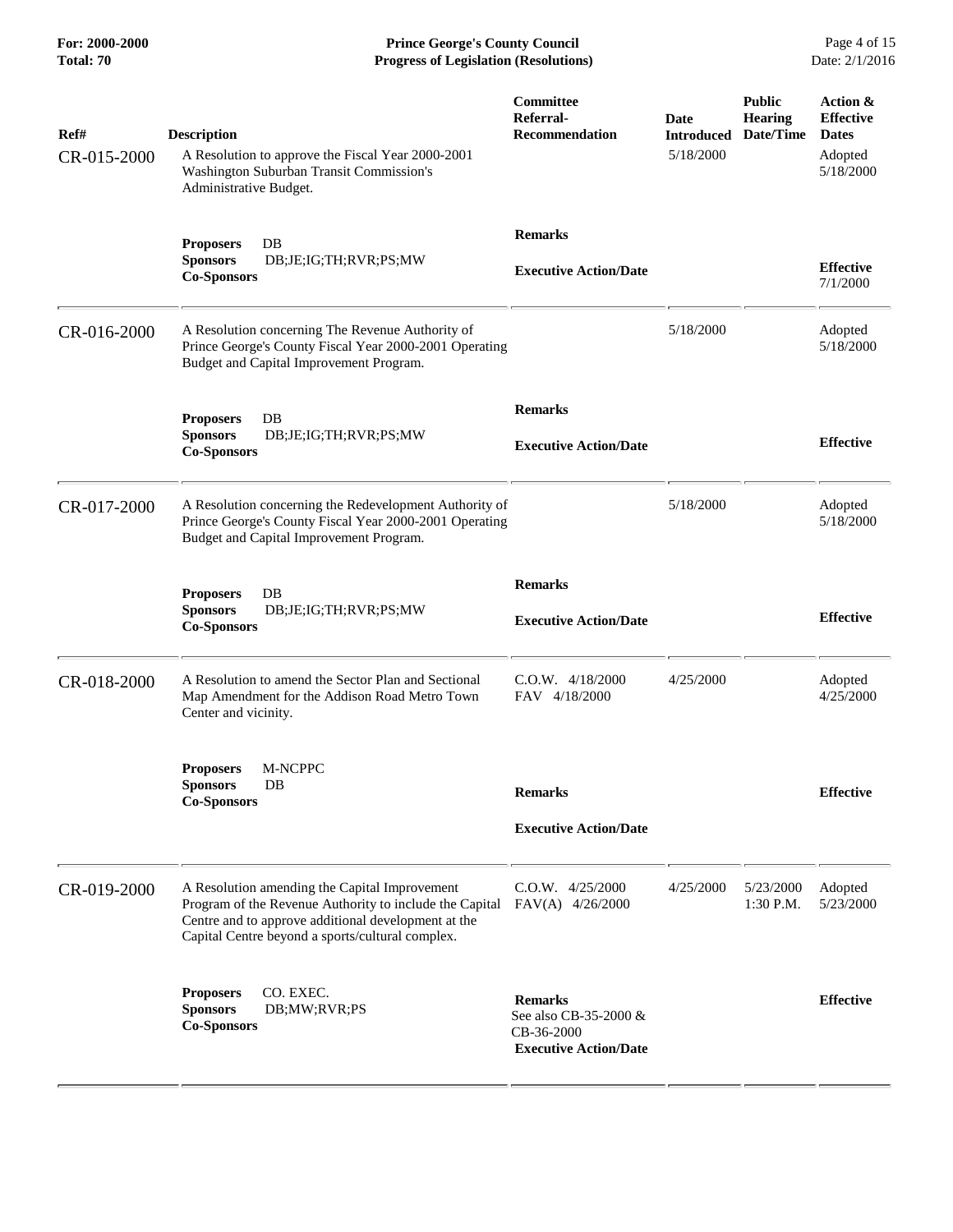| Ref# | Description | Committee Referral-Recommendation | Date Introduced | Public Hearing Date/Time | Action & Effective Dates |
|---|---|---|---|---|---|
| CR-015-2000 | A Resolution to approve the Fiscal Year 2000-2001 Washington Suburban Transit Commission's Administrative Budget. | | 5/18/2000 | | Adopted 5/18/2000 |
| | **Proposers** DB<br>**Sponsors** DB;JE;IG;TH;RVR;PS;MW<br>**Co-Sponsors** | **Remarks**<br><br>**Executive Action/Date** | | | **Effective** 7/1/2000 |
| CR-016-2000 | A Resolution concerning The Revenue Authority of Prince George's County Fiscal Year 2000-2001 Operating Budget and Capital Improvement Program. | | 5/18/2000 | | Adopted 5/18/2000 |
| | **Proposers** DB<br>**Sponsors** DB;JE;IG;TH;RVR;PS;MW<br>**Co-Sponsors** | **Remarks**<br><br>**Executive Action/Date** | | | **Effective** |
| CR-017-2000 | A Resolution concerning the Redevelopment Authority of Prince George's County Fiscal Year 2000-2001 Operating Budget and Capital Improvement Program. | | 5/18/2000 | | Adopted 5/18/2000 |
| | **Proposers** DB<br>**Sponsors** DB;JE;IG;TH;RVR;PS;MW<br>**Co-Sponsors** | **Remarks**<br><br>**Executive Action/Date** | | | **Effective** |
| CR-018-2000 | A Resolution to amend the Sector Plan and Sectional Map Amendment for the Addison Road Metro Town Center and vicinity. | C.O.W. 4/18/2000<br>FAV 4/18/2000 | 4/25/2000 | | Adopted 4/25/2000 |
| | **Proposers** M-NCPPC<br>**Sponsors** DB<br>**Co-Sponsors** | **Remarks**<br><br>**Executive Action/Date** | | | **Effective** |
| CR-019-2000 | A Resolution amending the Capital Improvement Program of the Revenue Authority to include the Capital Centre and to approve additional development at the Capital Centre beyond a sports/cultural complex. | C.O.W. 4/25/2000<br>FAV(A) 4/26/2000 | 4/25/2000 | 5/23/2000 1:30 P.M. | Adopted 5/23/2000 |
| | **Proposers** CO. EXEC.<br>**Sponsors** DB;MW;RVR;PS<br>**Co-Sponsors** | **Remarks**<br>See also CB-35-2000 & CB-36-2000<br>**Executive Action/Date** | | | **Effective** |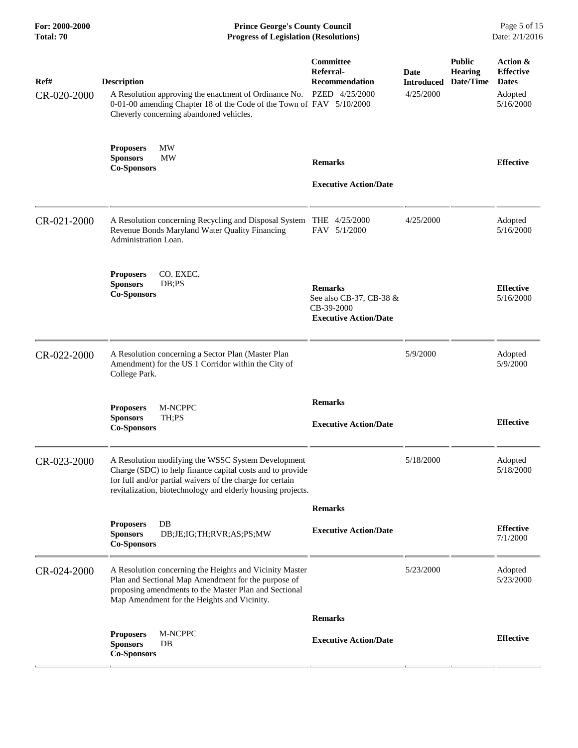| Ref# | Description | Committee Referral-Recommendation | Date Introduced | Public Hearing Date/Time | Action & Effective Dates |
|---|---|---|---|---|---|
| CR-020-2000 | A Resolution approving the enactment of Ordinance No. 0-01-00 amending Chapter 18 of the Code of the Town of Cheverly concerning abandoned vehicles. | PZED 4/25/2000<br>FAV 5/10/2000 | 4/25/2000 | | Adopted 5/16/2000 |
| | **Proposers** MW<br>**Sponsors** MW<br>**Co-Sponsors** | **Remarks**<br><br>**Executive Action/Date** | | | **Effective** |
| CR-021-2000 | A Resolution concerning Recycling and Disposal System Revenue Bonds Maryland Water Quality Financing Administration Loan. | THE 4/25/2000<br>FAV 5/1/2000 | 4/25/2000 | | Adopted 5/16/2000 |
| | **Proposers** CO. EXEC.<br>**Sponsors** DB;PS<br>**Co-Sponsors** | **Remarks**<br>See also CB-37, CB-38 & CB-39-2000<br>**Executive Action/Date** | | | **Effective** 5/16/2000 |
| CR-022-2000 | A Resolution concerning a Sector Plan (Master Plan Amendment) for the US 1 Corridor within the City of College Park. | | 5/9/2000 | | Adopted 5/9/2000 |
| | **Proposers** M-NCPPC<br>**Sponsors** TH;PS<br>**Co-Sponsors** | **Remarks**<br><br>**Executive Action/Date** | | | **Effective** |
| CR-023-2000 | A Resolution modifying the WSSC System Development Charge (SDC) to help finance capital costs and to provide for full and/or partial waivers of the charge for certain revitalization, biotechnology and elderly housing projects. | | 5/18/2000 | | Adopted 5/18/2000 |
| | **Proposers** DB<br>**Sponsors** DB;JE;IG;TH;RVR;AS;PS;MW<br>**Co-Sponsors** | **Remarks**<br><br>**Executive Action/Date** | | | **Effective** 7/1/2000 |
| CR-024-2000 | A Resolution concerning the Heights and Vicinity Master Plan and Sectional Map Amendment for the purpose of proposing amendments to the Master Plan and Sectional Map Amendment for the Heights and Vicinity. | | 5/23/2000 | | Adopted 5/23/2000 |
| | **Proposers** M-NCPPC<br>**Sponsors** DB<br>**Co-Sponsors** | **Remarks**<br><br>**Executive Action/Date** | | | **Effective** |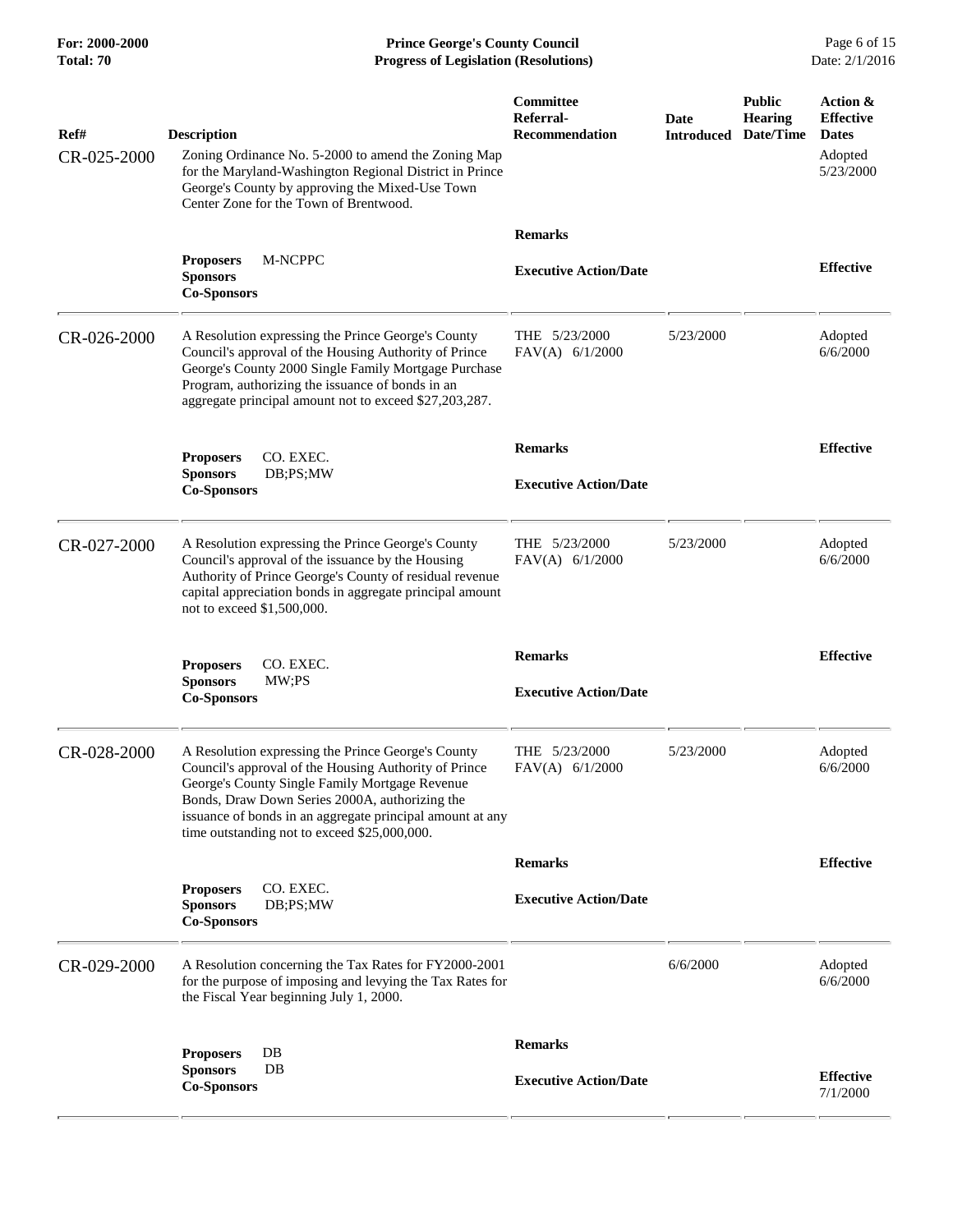| Ref# | Description | Committee Referral-Recommendation | Date Introduced | Public Hearing Date/Time | Action & Effective Dates |
|---|---|---|---|---|---|
| CR-025-2000 | Zoning Ordinance No. 5-2000 to amend the Zoning Map for the Maryland-Washington Regional District in Prince George's County by approving the Mixed-Use Town Center Zone for the Town of Brentwood. | | | | Adopted 5/23/2000 |
| | **Proposers** M-NCPPC<br>**Sponsors**<br>**Co-Sponsors** | **Remarks**<br><br>**Executive Action/Date** | | | **Effective** |
| CR-026-2000 | A Resolution expressing the Prince George's County Council's approval of the Housing Authority of Prince George's County 2000 Single Family Mortgage Purchase Program, authorizing the issuance of bonds in an aggregate principal amount not to exceed $27,203,287. | THE 5/23/2000<br>FAV(A) 6/1/2000 | 5/23/2000 | | Adopted 6/6/2000 |
| | **Proposers** CO. EXEC.<br>**Sponsors** DB;PS;MW<br>**Co-Sponsors** | **Remarks**<br><br>**Executive Action/Date** | | | **Effective** |
| CR-027-2000 | A Resolution expressing the Prince George's County Council's approval of the issuance by the Housing Authority of Prince George's County of residual revenue capital appreciation bonds in aggregate principal amount not to exceed $1,500,000. | THE 5/23/2000<br>FAV(A) 6/1/2000 | 5/23/2000 | | Adopted 6/6/2000 |
| | **Proposers** CO. EXEC.<br>**Sponsors** MW;PS<br>**Co-Sponsors** | **Remarks**<br><br>**Executive Action/Date** | | | **Effective** |
| CR-028-2000 | A Resolution expressing the Prince George's County Council's approval of the Housing Authority of Prince George's County Single Family Mortgage Revenue Bonds, Draw Down Series 2000A, authorizing the issuance of bonds in an aggregate principal amount at any time outstanding not to exceed $25,000,000. | THE 5/23/2000<br>FAV(A) 6/1/2000 | 5/23/2000 | | Adopted 6/6/2000 |
| | **Proposers** CO. EXEC.<br>**Sponsors** DB;PS;MW<br>**Co-Sponsors** | **Remarks**<br><br>**Executive Action/Date** | | | **Effective** |
| CR-029-2000 | A Resolution concerning the Tax Rates for FY2000-2001 for the purpose of imposing and levying the Tax Rates for the Fiscal Year beginning July 1, 2000. | | 6/6/2000 | | Adopted 6/6/2000 |
| | **Proposers** DB<br>**Sponsors** DB<br>**Co-Sponsors** | **Remarks**<br><br>**Executive Action/Date** | | | **Effective** 7/1/2000 |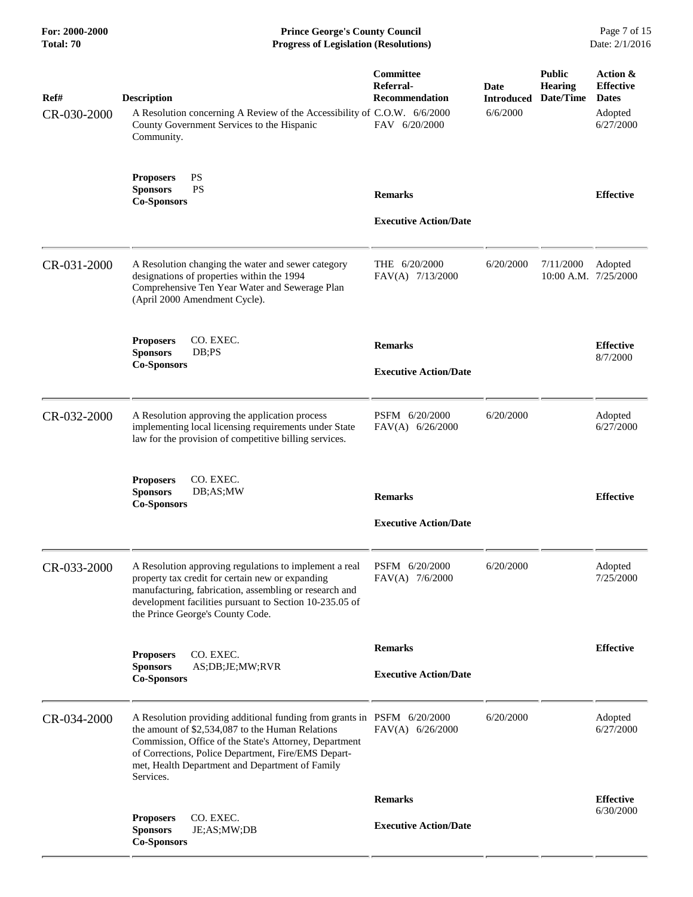| Ref# | Description | Committee Referral-Recommendation | Date Introduced | Public Hearing Date/Time | Action & Effective Dates |
|---|---|---|---|---|---|
| CR-030-2000 | A Resolution concerning A Review of the Accessibility of County Government Services to the Hispanic Community. | C.O.W. 6/6/2000<br>FAV 6/20/2000 | 6/6/2000 | | Adopted<br>6/27/2000 |
| | **Proposers** PS<br>**Sponsors** PS<br>**Co-Sponsors** | **Remarks**<br><br>**Executive Action/Date** | | | **Effective** |
| CR-031-2000 | A Resolution changing the water and sewer category designations of properties within the 1994 Comprehensive Ten Year Water and Sewerage Plan (April 2000 Amendment Cycle). | THE 6/20/2000<br>FAV(A) 7/13/2000 | 6/20/2000 | 7/11/2000<br>10:00 A.M. | Adopted<br>7/25/2000 |
| | **Proposers** CO. EXEC.<br>**Sponsors** DB;PS<br>**Co-Sponsors** | **Remarks**<br><br>**Executive Action/Date** | | | **Effective**<br>8/7/2000 |
| CR-032-2000 | A Resolution approving the application process implementing local licensing requirements under State law for the provision of competitive billing services. | PSFM 6/20/2000<br>FAV(A) 6/26/2000 | 6/20/2000 | | Adopted<br>6/27/2000 |
| | **Proposers** CO. EXEC.<br>**Sponsors** DB;AS;MW<br>**Co-Sponsors** | **Remarks**<br><br>**Executive Action/Date** | | | **Effective** |
| CR-033-2000 | A Resolution approving regulations to implement a real property tax credit for certain new or expanding manufacturing, fabrication, assembling or research and development facilities pursuant to Section 10-235.05 of the Prince George's County Code. | PSFM 6/20/2000<br>FAV(A) 7/6/2000 | 6/20/2000 | | Adopted<br>7/25/2000 |
| | **Proposers** CO. EXEC.<br>**Sponsors** AS;DB;JE;MW;RVR<br>**Co-Sponsors** | **Remarks**<br><br>**Executive Action/Date** | | | **Effective** |
| CR-034-2000 | A Resolution providing additional funding from grants in the amount of $2,534,087 to the Human Relations Commission, Office of the State's Attorney, Department of Corrections, Police Department, Fire/EMS Department, Health Department and Department of Family Services. | PSFM 6/20/2000<br>FAV(A) 6/26/2000 | 6/20/2000 | | Adopted<br>6/27/2000 |
| | **Proposers** CO. EXEC.<br>**Sponsors** JE;AS;MW;DB<br>**Co-Sponsors** | **Remarks**<br><br>**Executive Action/Date** | | | **Effective**<br>6/30/2000 |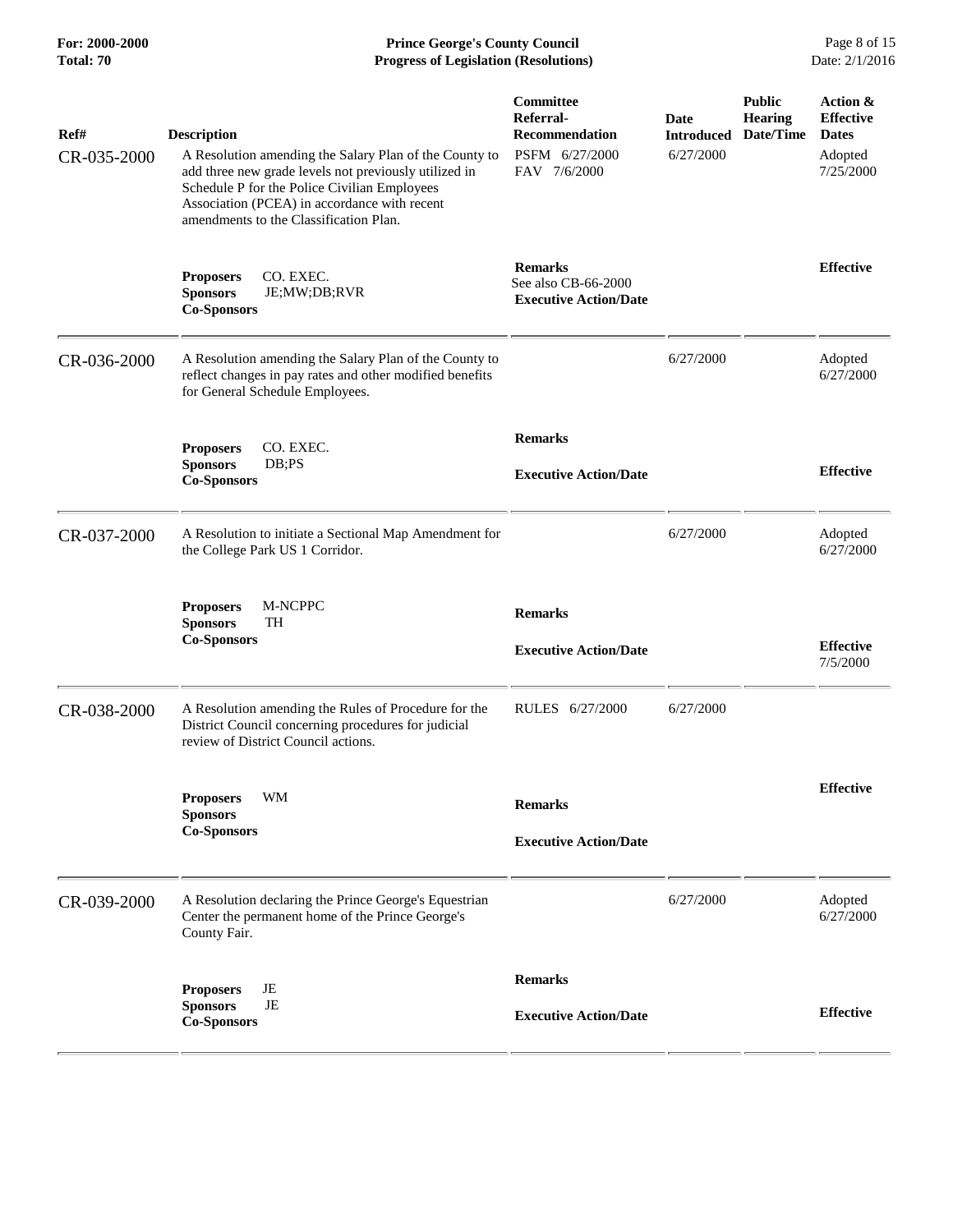| Ref# | Description | Committee Referral-Recommendation | Date Introduced | Public Hearing Date/Time | Action & Effective Dates |
|---|---|---|---|---|---|
| CR-035-2000 | A Resolution amending the Salary Plan of the County to add three new grade levels not previously utilized in Schedule P for the Police Civilian Employees Association (PCEA) in accordance with recent amendments to the Classification Plan. | PSFM 6/27/2000<br>FAV 7/6/2000 | 6/27/2000 | | Adopted<br>7/25/2000 |
| | **Proposers** CO. EXEC.<br>**Sponsors** JE;MW;DB;RVR<br>**Co-Sponsors** | **Remarks**<br>See also CB-66-2000<br>**Executive Action/Date** | | | **Effective** |
| CR-036-2000 | A Resolution amending the Salary Plan of the County to reflect changes in pay rates and other modified benefits for General Schedule Employees. | | 6/27/2000 | | Adopted<br>6/27/2000 |
| | **Proposers** CO. EXEC.<br>**Sponsors** DB;PS<br>**Co-Sponsors** | **Remarks**<br>**Executive Action/Date** | | | **Effective** |
| CR-037-2000 | A Resolution to initiate a Sectional Map Amendment for the College Park US 1 Corridor. | | 6/27/2000 | | Adopted<br>6/27/2000 |
| | **Proposers** M-NCPPC<br>**Sponsors** TH<br>**Co-Sponsors** | **Remarks**<br>**Executive Action/Date** | | | **Effective**<br>7/5/2000 |
| CR-038-2000 | A Resolution amending the Rules of Procedure for the District Council concerning procedures for judicial review of District Council actions. | RULES 6/27/2000 | 6/27/2000 | | |
| | **Proposers** WM<br>**Sponsors**<br>**Co-Sponsors** | **Remarks**<br>**Executive Action/Date** | | | **Effective** |
| CR-039-2000 | A Resolution declaring the Prince George's Equestrian Center the permanent home of the Prince George's County Fair. | | 6/27/2000 | | Adopted<br>6/27/2000 |
| | **Proposers** JE<br>**Sponsors** JE<br>**Co-Sponsors** | **Remarks**<br>**Executive Action/Date** | | | **Effective** |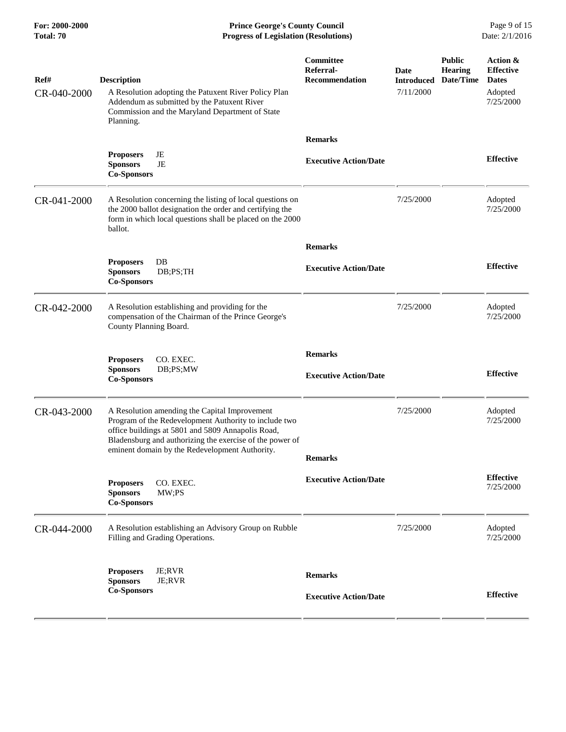| Ref# | Description | Committee Referral-Recommendation | Date Introduced | Public Hearing Date/Time | Action & Effective Dates |
|---|---|---|---|---|---|
| CR-040-2000 | A Resolution adopting the Patuxent River Policy Plan Addendum as submitted by the Patuxent River Commission and the Maryland Department of State Planning. | | 7/11/2000 | | Adopted 7/25/2000 |
| | | **Remarks** | | | |
| | **Proposers** JE<br>**Sponsors** JE<br>**Co-Sponsors** | **Executive Action/Date** | | | **Effective** |
| CR-041-2000 | A Resolution concerning the listing of local questions on the 2000 ballot designation the order and certifying the form in which local questions shall be placed on the 2000 ballot. | | 7/25/2000 | | Adopted 7/25/2000 |
| | | **Remarks** | | | |
| | **Proposers** DB<br>**Sponsors** DB;PS;TH<br>**Co-Sponsors** | **Executive Action/Date** | | | **Effective** |
| CR-042-2000 | A Resolution establishing and providing for the compensation of the Chairman of the Prince George's County Planning Board. | | 7/25/2000 | | Adopted 7/25/2000 |
| | | **Remarks** | | | |
| | **Proposers** CO. EXEC.<br>**Sponsors** DB;PS;MW<br>**Co-Sponsors** | **Executive Action/Date** | | | **Effective** |
| CR-043-2000 | A Resolution amending the Capital Improvement Program of the Redevelopment Authority to include two office buildings at 5801 and 5809 Annapolis Road, Bladensburg and authorizing the exercise of the power of eminent domain by the Redevelopment Authority. | | 7/25/2000 | | Adopted 7/25/2000 |
| | | **Remarks** | | | |
| | **Proposers** CO. EXEC.<br>**Sponsors** MW;PS<br>**Co-Sponsors** | **Executive Action/Date** | | | **Effective** 7/25/2000 |
| CR-044-2000 | A Resolution establishing an Advisory Group on Rubble Filling and Grading Operations. | | 7/25/2000 | | Adopted 7/25/2000 |
| | | **Remarks** | | | |
| | **Proposers** JE;RVR<br>**Sponsors** JE;RVR<br>**Co-Sponsors** | **Executive Action/Date** | | | **Effective** |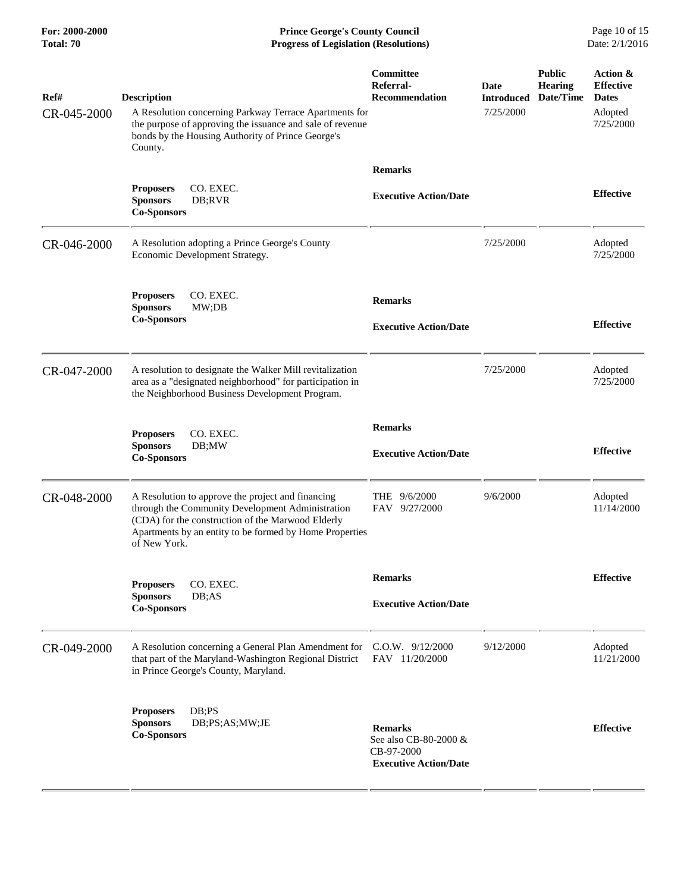| Ref# | Description | Committee Referral-Recommendation | Date Introduced | Public Hearing Date/Time | Action & Effective Dates |
|---|---|---|---|---|---|
| CR-045-2000 | A Resolution concerning Parkway Terrace Apartments for the purpose of approving the issuance and sale of revenue bonds by the Housing Authority of Prince George's County. | | 7/25/2000 | | Adopted 7/25/2000 |
| | **Proposers** CO. EXEC. **Sponsors** DB;RVR **Co-Sponsors** | **Remarks** **Executive Action/Date** | | | **Effective** |
| CR-046-2000 | A Resolution adopting a Prince George's County Economic Development Strategy. | | 7/25/2000 | | Adopted 7/25/2000 |
| | **Proposers** CO. EXEC. **Sponsors** MW;DB **Co-Sponsors** | **Remarks** **Executive Action/Date** | | | **Effective** |
| CR-047-2000 | A resolution to designate the Walker Mill revitalization area as a "designated neighborhood" for participation in the Neighborhood Business Development Program. | | 7/25/2000 | | Adopted 7/25/2000 |
| | **Proposers** CO. EXEC. **Sponsors** DB;MW **Co-Sponsors** | **Remarks** **Executive Action/Date** | | | **Effective** |
| CR-048-2000 | A Resolution to approve the project and financing through the Community Development Administration (CDA) for the construction of the Marwood Elderly Apartments by an entity to be formed by Home Properties of New York. | THE 9/6/2000 FAV 9/27/2000 | 9/6/2000 | | Adopted 11/14/2000 |
| | **Proposers** CO. EXEC. **Sponsors** DB;AS **Co-Sponsors** | **Remarks** **Executive Action/Date** | | | **Effective** |
| CR-049-2000 | A Resolution concerning a General Plan Amendment for that part of the Maryland-Washington Regional District in Prince George's County, Maryland. | C.O.W. 9/12/2000 FAV 11/20/2000 | 9/12/2000 | | Adopted 11/21/2000 |
| | **Proposers** DB;PS **Sponsors** DB;PS;AS;MW;JE **Co-Sponsors** | **Remarks** See also CB-80-2000 & CB-97-2000 **Executive Action/Date** | | | **Effective** |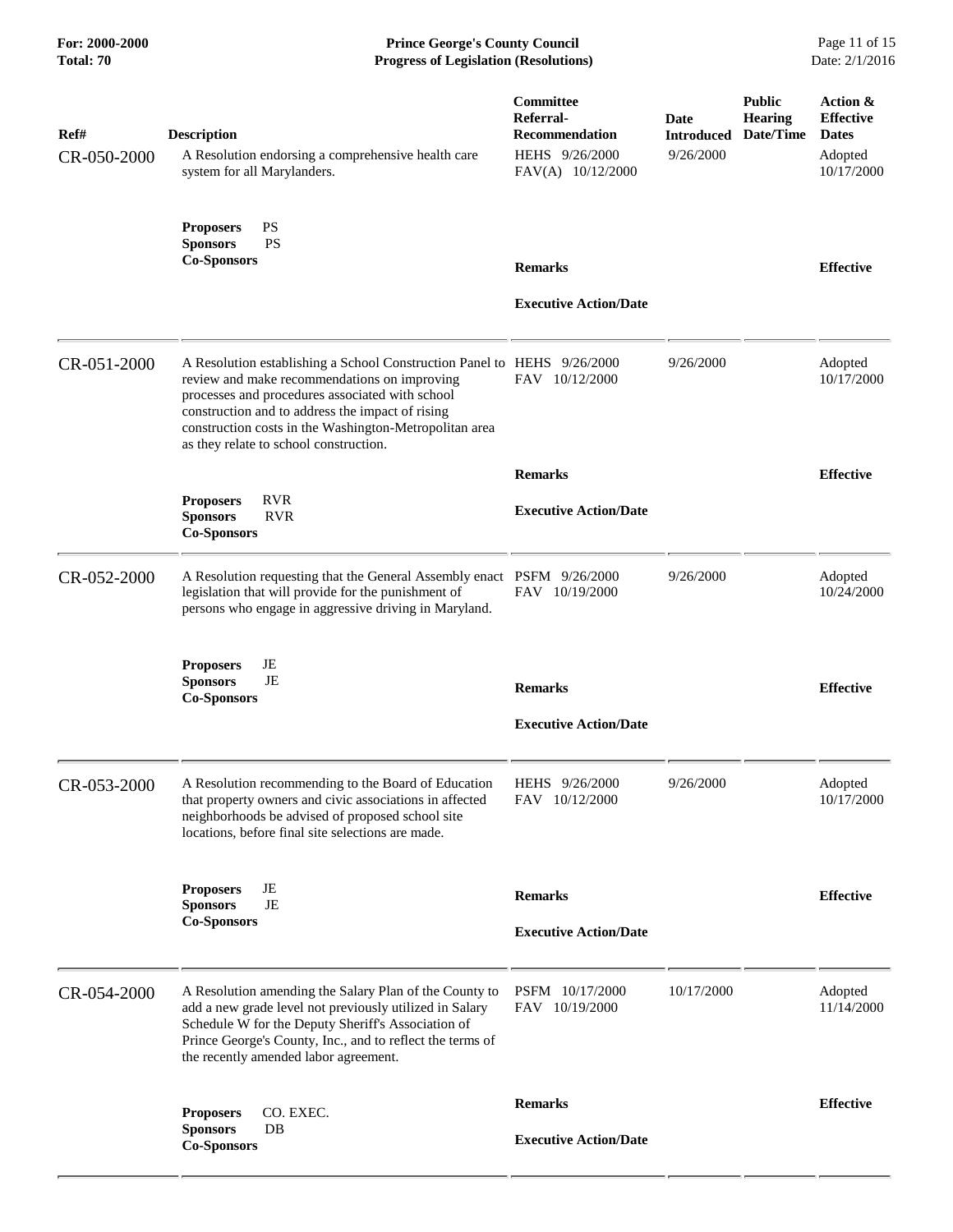| Ref# | Description | Committee Referral-Recommendation | Date Introduced | Public Hearing Date/Time | Action & Effective Dates |
|---|---|---|---|---|---|
| CR-050-2000 | A Resolution endorsing a comprehensive health care system for all Marylanders. | HEHS 9/26/2000<br>FAV(A) 10/12/2000 | 9/26/2000 | | Adopted 10/17/2000 |
| | **Proposers** PS<br>**Sponsors** PS<br>**Co-Sponsors** | **Remarks**<br><br>**Executive Action/Date** | | | **Effective** |
| CR-051-2000 | A Resolution establishing a School Construction Panel to review and make recommendations on improving processes and procedures associated with school construction and to address the impact of rising construction costs in the Washington-Metropolitan area as they relate to school construction. | HEHS 9/26/2000<br>FAV 10/12/2000 | 9/26/2000 | | Adopted 10/17/2000 |
| | **Proposers** RVR<br>**Sponsors** RVR<br>**Co-Sponsors** | **Remarks**<br><br>**Executive Action/Date** | | | **Effective** |
| CR-052-2000 | A Resolution requesting that the General Assembly enact legislation that will provide for the punishment of persons who engage in aggressive driving in Maryland. | PSFM 9/26/2000<br>FAV 10/19/2000 | 9/26/2000 | | Adopted 10/24/2000 |
| | **Proposers** JE<br>**Sponsors** JE<br>**Co-Sponsors** | **Remarks**<br><br>**Executive Action/Date** | | | **Effective** |
| CR-053-2000 | A Resolution recommending to the Board of Education that property owners and civic associations in affected neighborhoods be advised of proposed school site locations, before final site selections are made. | HEHS 9/26/2000<br>FAV 10/12/2000 | 9/26/2000 | | Adopted 10/17/2000 |
| | **Proposers** JE<br>**Sponsors** JE<br>**Co-Sponsors** | **Remarks**<br><br>**Executive Action/Date** | | | **Effective** |
| CR-054-2000 | A Resolution amending the Salary Plan of the County to add a new grade level not previously utilized in Salary Schedule W for the Deputy Sheriff's Association of Prince George's County, Inc., and to reflect the terms of the recently amended labor agreement. | PSFM 10/17/2000<br>FAV 10/19/2000 | 10/17/2000 | | Adopted 11/14/2000 |
| | **Proposers** CO. EXEC.<br>**Sponsors** DB<br>**Co-Sponsors** | **Remarks**<br><br>**Executive Action/Date** | | | **Effective** |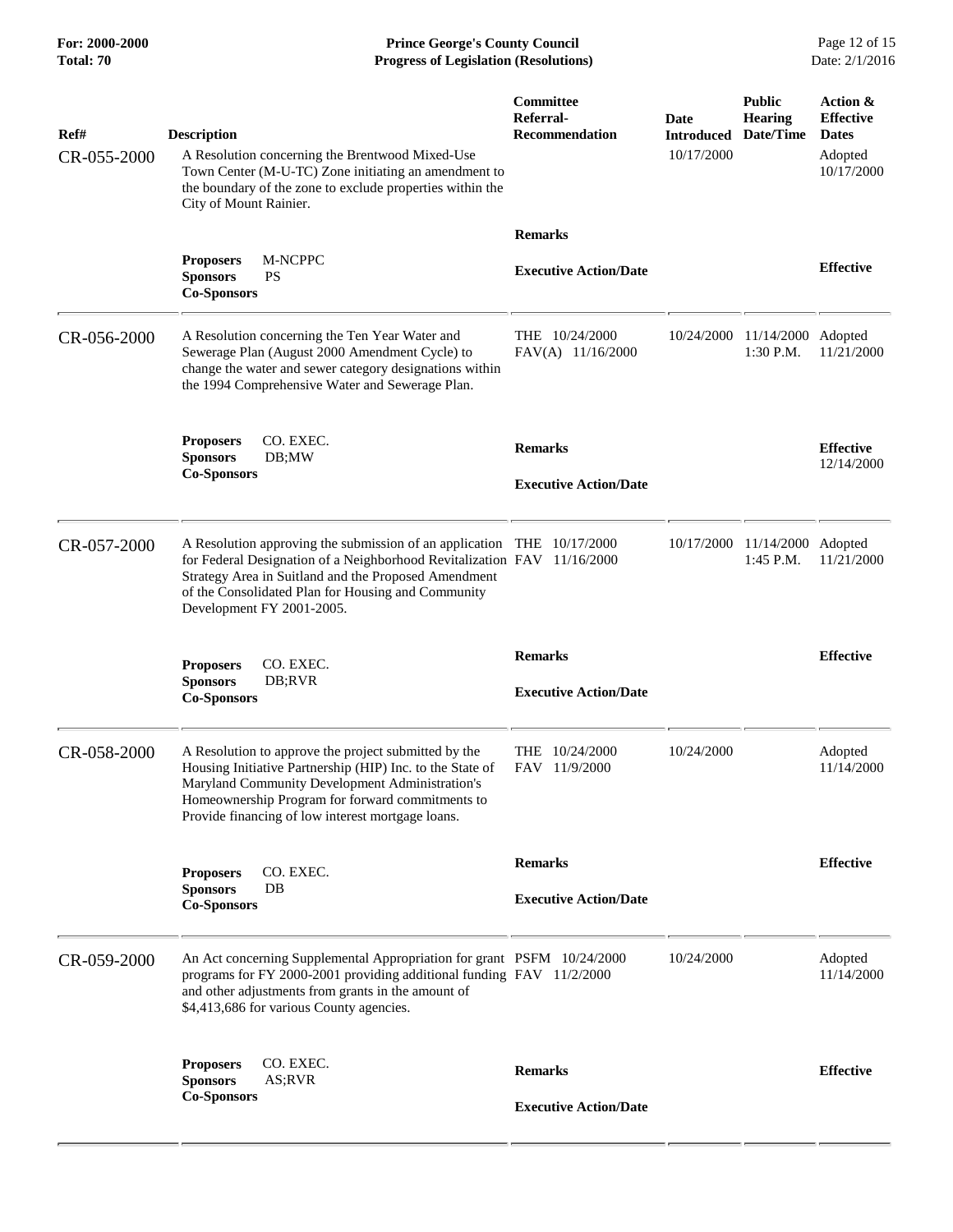| Ref# | Description | Committee Referral-Recommendation | Date Introduced | Public Hearing Date/Time | Action & Effective Dates |
|---|---|---|---|---|---|
| CR-055-2000 | A Resolution concerning the Brentwood Mixed-Use Town Center (M-U-TC) Zone initiating an amendment to the boundary of the zone to exclude properties within the City of Mount Rainier. | | 10/17/2000 | | Adopted 10/17/2000 |
| | **Proposers** M-NCPPC<br>**Sponsors** PS<br>**Co-Sponsors** | **Remarks**<br><br>**Executive Action/Date** | | | **Effective** |
| CR-056-2000 | A Resolution concerning the Ten Year Water and Sewerage Plan (August 2000 Amendment Cycle) to change the water and sewer category designations within the 1994 Comprehensive Water and Sewerage Plan. | THE 10/24/2000<br>FAV(A) 11/16/2000 | 10/24/2000 | 11/14/2000 1:30 P.M. | Adopted 11/21/2000 |
| | **Proposers** CO. EXEC.<br>**Sponsors** DB;MW<br>**Co-Sponsors** | **Remarks**<br><br>**Executive Action/Date** | | | **Effective** 12/14/2000 |
| CR-057-2000 | A Resolution approving the submission of an application for Federal Designation of a Neighborhood Revitalization Strategy Area in Suitland and the Proposed Amendment of the Consolidated Plan for Housing and Community Development FY 2001-2005. | THE 10/17/2000<br>FAV 11/16/2000 | 10/17/2000 | 11/14/2000 1:45 P.M. | Adopted 11/21/2000 |
| | **Proposers** CO. EXEC.<br>**Sponsors** DB;RVR<br>**Co-Sponsors** | **Remarks**<br><br>**Executive Action/Date** | | | **Effective** |
| CR-058-2000 | A Resolution to approve the project submitted by the Housing Initiative Partnership (HIP) Inc. to the State of Maryland Community Development Administration's Homeownership Program for forward commitments to Provide financing of low interest mortgage loans. | THE 10/24/2000<br>FAV 11/9/2000 | 10/24/2000 | | Adopted 11/14/2000 |
| | **Proposers** CO. EXEC.<br>**Sponsors** DB<br>**Co-Sponsors** | **Remarks**<br><br>**Executive Action/Date** | | | **Effective** |
| CR-059-2000 | An Act concerning Supplemental Appropriation for grant programs for FY 2000-2001 providing additional funding and other adjustments from grants in the amount of $4,413,686 for various County agencies. | PSFM 10/24/2000<br>FAV 11/2/2000 | 10/24/2000 | | Adopted 11/14/2000 |
| | **Proposers** CO. EXEC.<br>**Sponsors** AS;RVR<br>**Co-Sponsors** | **Remarks**<br><br>**Executive Action/Date** | | | **Effective** |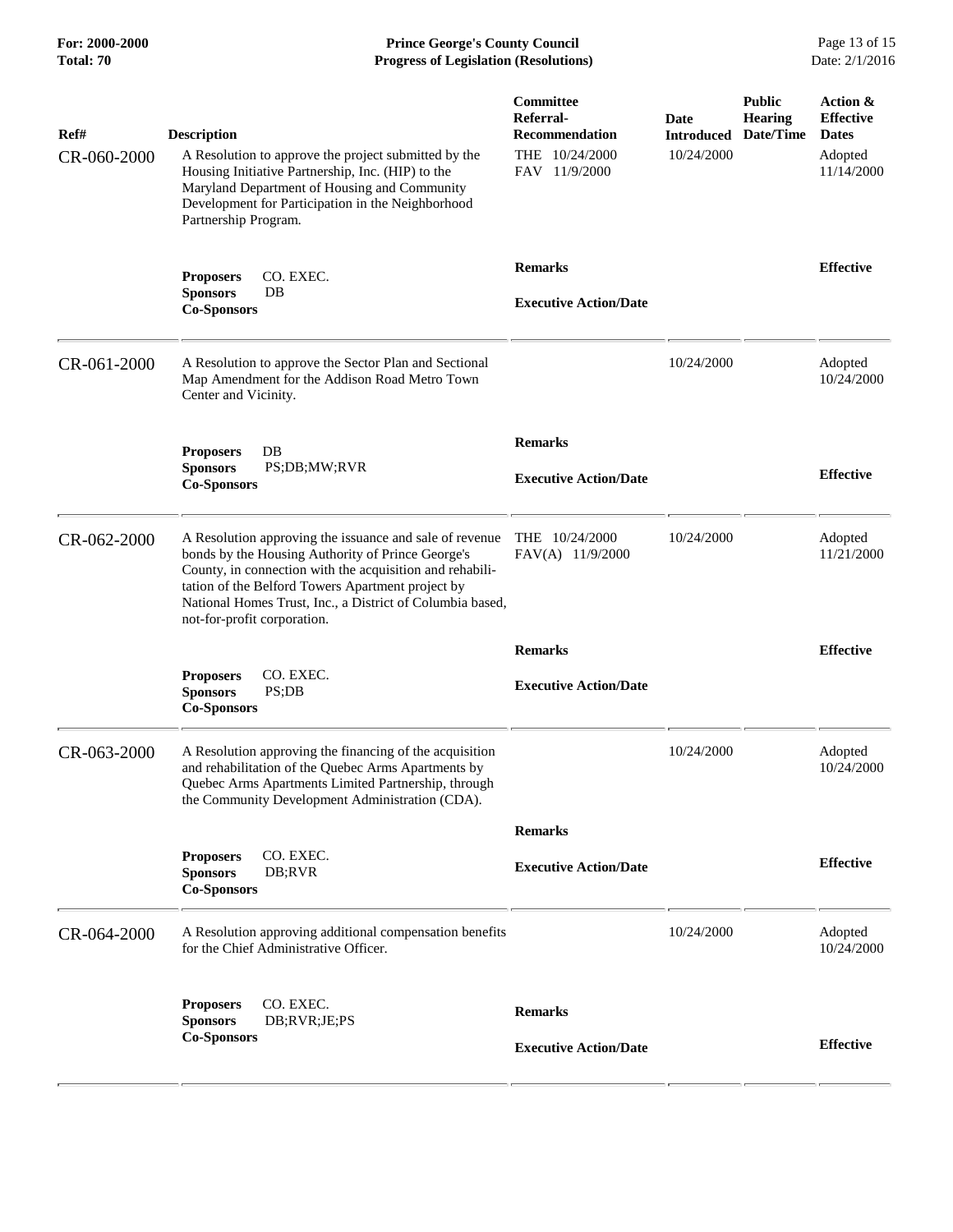| Ref# | Description | Committee Referral-Recommendation | Date Introduced | Public Hearing Date/Time | Action & Effective Dates |
|---|---|---|---|---|---|
| CR-060-2000 | A Resolution to approve the project submitted by the Housing Initiative Partnership, Inc. (HIP) to the Maryland Department of Housing and Community Development for Participation in the Neighborhood Partnership Program. | THE 10/24/2000<br>FAV 11/9/2000 | 10/24/2000 | | Adopted 11/14/2000 |
| | **Proposers** CO. EXEC.<br>**Sponsors** DB<br>**Co-Sponsors** | **Remarks**<br><br>**Executive Action/Date** | | | **Effective** |
| CR-061-2000 | A Resolution to approve the Sector Plan and Sectional Map Amendment for the Addison Road Metro Town Center and Vicinity. | | 10/24/2000 | | Adopted 10/24/2000 |
| | **Proposers** DB<br>**Sponsors** PS;DB;MW;RVR<br>**Co-Sponsors** | **Remarks**<br><br>**Executive Action/Date** | | | **Effective** |
| CR-062-2000 | A Resolution approving the issuance and sale of revenue bonds by the Housing Authority of Prince George's County, in connection with the acquisition and rehabilitation of the Belford Towers Apartment project by National Homes Trust, Inc., a District of Columbia based, not-for-profit corporation. | THE 10/24/2000<br>FAV(A) 11/9/2000 | 10/24/2000 | | Adopted 11/21/2000 |
| | **Proposers** CO. EXEC.<br>**Sponsors** PS;DB<br>**Co-Sponsors** | **Remarks**<br><br>**Executive Action/Date** | | | **Effective** |
| CR-063-2000 | A Resolution approving the financing of the acquisition and rehabilitation of the Quebec Arms Apartments by Quebec Arms Apartments Limited Partnership, through the Community Development Administration (CDA). | | 10/24/2000 | | Adopted 10/24/2000 |
| | **Proposers** CO. EXEC.<br>**Sponsors** DB;RVR<br>**Co-Sponsors** | **Remarks**<br><br>**Executive Action/Date** | | | **Effective** |
| CR-064-2000 | A Resolution approving additional compensation benefits for the Chief Administrative Officer. | | 10/24/2000 | | Adopted 10/24/2000 |
| | **Proposers** CO. EXEC.<br>**Sponsors** DB;RVR;JE;PS<br>**Co-Sponsors** | **Remarks**<br><br>**Executive Action/Date** | | | **Effective** |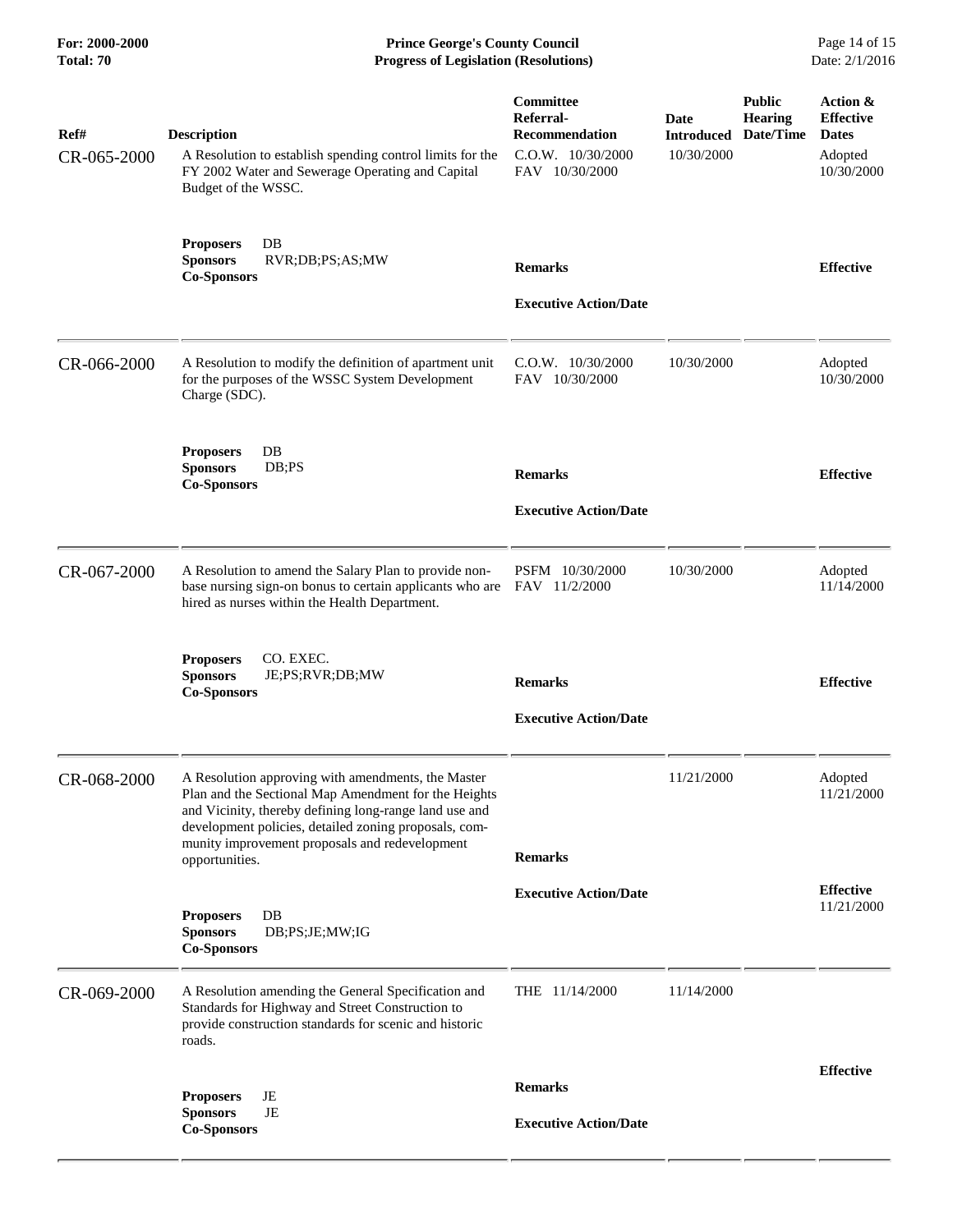**For: 2000-2000**
**Total: 70**

**Prince George's County Council**
**Progress of Legislation (Resolutions)**

| Ref# | Description | Committee Referral-Recommendation | Date Introduced | Public Hearing Date/Time | Action & Effective Dates |
|---|---|---|---|---|---|
| CR-065-2000 | A Resolution to establish spending control limits for the FY 2002 Water and Sewerage Operating and Capital Budget of the WSSC.<br>**Proposers** DB<br>**Sponsors** RVR;DB;PS;AS;MW<br>**Co-Sponsors** | C.O.W. 10/30/2000<br>FAV 10/30/2000<br>**Remarks**<br>**Executive Action/Date** | 10/30/2000 | | Adopted 10/30/2000<br>**Effective** |
| CR-066-2000 | A Resolution to modify the definition of apartment unit for the purposes of the WSSC System Development Charge (SDC).<br>**Proposers** DB<br>**Sponsors** DB;PS<br>**Co-Sponsors** | C.O.W. 10/30/2000<br>FAV 10/30/2000<br>**Remarks**<br>**Executive Action/Date** | 10/30/2000 | | Adopted 10/30/2000<br>**Effective** |
| CR-067-2000 | A Resolution to amend the Salary Plan to provide non-base nursing sign-on bonus to certain applicants who are hired as nurses within the Health Department.<br>**Proposers** CO. EXEC.<br>**Sponsors** JE;PS;RVR;DB;MW<br>**Co-Sponsors** | PSFM 10/30/2000<br>FAV 11/2/2000<br>**Remarks**<br>**Executive Action/Date** | 10/30/2000 | | Adopted 11/14/2000<br>**Effective** |
| CR-068-2000 | A Resolution approving with amendments, the Master Plan and the Sectional Map Amendment for the Heights and Vicinity, thereby defining long-range land use and development policies, detailed zoning proposals, community improvement proposals and redevelopment opportunities.<br>**Proposers** DB<br>**Sponsors** DB;PS;JE;MW;IG<br>**Co-Sponsors** | **Remarks**<br>**Executive Action/Date** | 11/21/2000 | | Adopted 11/21/2000<br>**Effective** 11/21/2000 |
| CR-069-2000 | A Resolution amending the General Specification and Standards for Highway and Street Construction to provide construction standards for scenic and historic roads.<br>**Proposers** JE<br>**Sponsors** JE<br>**Co-Sponsors** | THE 11/14/2000<br>**Remarks**<br>**Executive Action/Date** | 11/14/2000 | | **Effective** |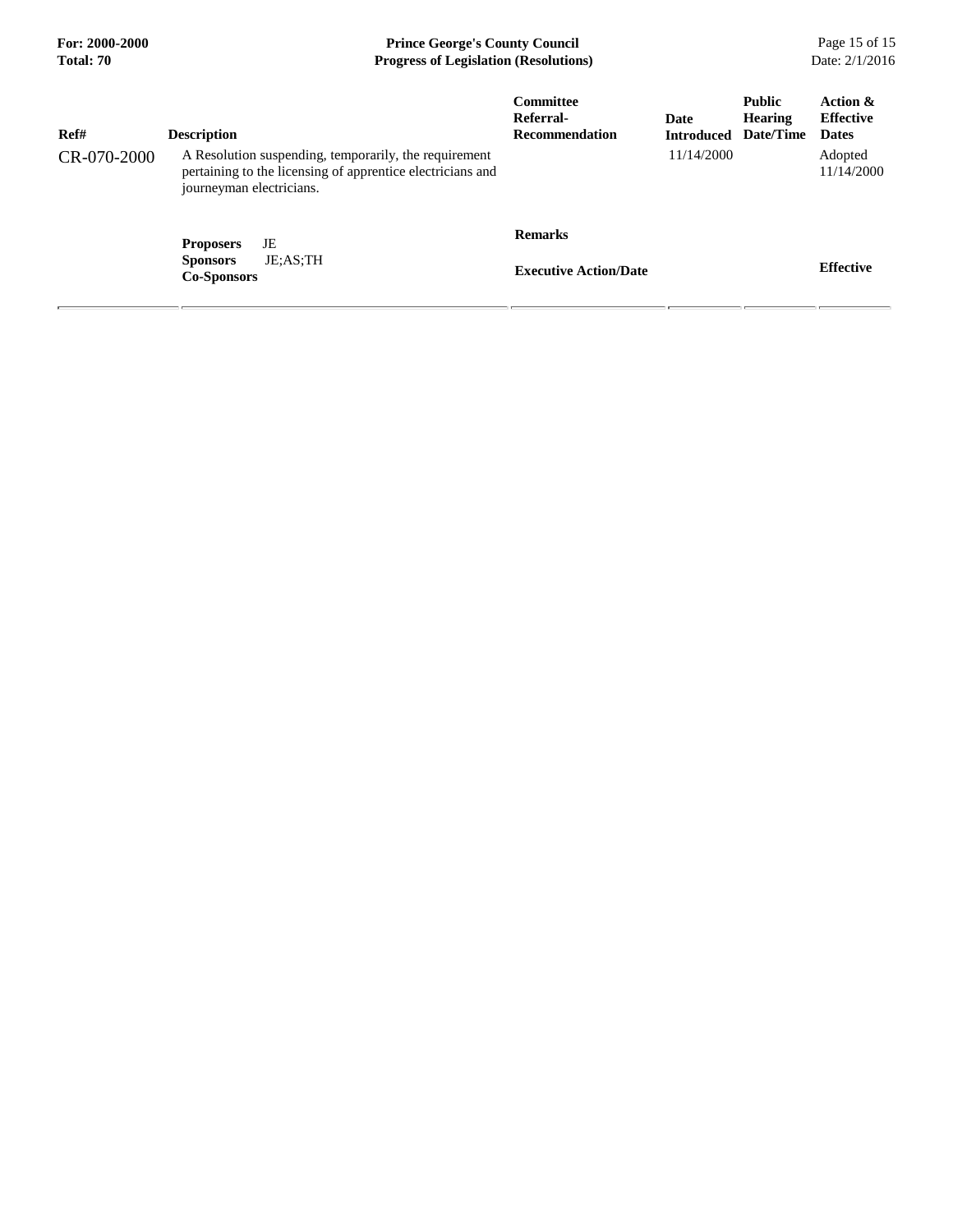| Ref# | Description | Committee Referral-Recommendation | Date Introduced | Public Hearing Date/Time | Action & Effective Dates |
|---|---|---|---|---|---|
| CR-070-2000 | A Resolution suspending, temporarily, the requirement pertaining to the licensing of apprentice electricians and journeyman electricians. | | 11/14/2000 | | Adopted 11/14/2000 |
| | **Proposers** JE<br>**Sponsors** JE;AS;TH<br>**Co-Sponsors** | **Remarks**<br>**Executive Action/Date** | | | **Effective** |